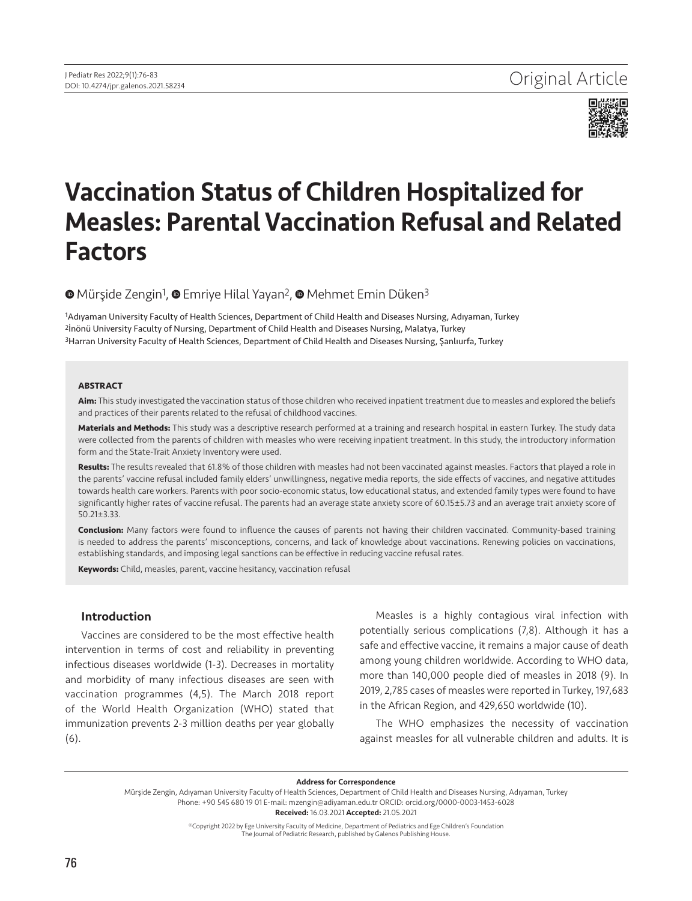Original Article

# Vaccination Status of Children Hospitalized for Measles: Parental Vaccination Refusal and Related Factors

Mürşide Zengin[1], Emriye Hilal Yayan[2], Mehmet Emin Düken[3]

[1]Adıyaman University Faculty of Health Sciences, Department of Child Health and Diseases Nursing, Adıyaman, Turkey
[2]İnönü University Faculty of Nursing, Department of Child Health and Diseases Nursing, Malatya, Turkey
[3]Harran University Faculty of Health Sciences, Department of Child Health and Diseases Nursing, Şanlıurfa, Turkey

### ABSTRACT

**Aim:** This study investigated the vaccination status of those children who received inpatient treatment due to measles and explored the beliefs and practices of their parents related to the refusal of childhood vaccines.

**Materials and Methods:** This study was a descriptive research performed at a training and research hospital in eastern Turkey. The study data were collected from the parents of children with measles who were receiving inpatient treatment. In this study, the introductory information form and the State-Trait Anxiety Inventory were used.

**Results:** The results revealed that 61.8% of those children with measles had not been vaccinated against measles. Factors that played a role in the parents' vaccine refusal included family elders' unwillingness, negative media reports, the side effects of vaccines, and negative attitudes towards health care workers. Parents with poor socio-economic status, low educational status, and extended family types were found to have significantly higher rates of vaccine refusal. The parents had an average state anxiety score of 60.15±5.73 and an average trait anxiety score of 50.21±3.33.

**Conclusion:** Many factors were found to influence the causes of parents not having their children vaccinated. Community-based training is needed to address the parents' misconceptions, concerns, and lack of knowledge about vaccinations. Renewing policies on vaccinations, establishing standards, and imposing legal sanctions can be effective in reducing vaccine refusal rates.

**Keywords:** Child, measles, parent, vaccine hesitancy, vaccination refusal

## Introduction

Vaccines are considered to be the most effective health intervention in terms of cost and reliability in preventing infectious diseases worldwide (1-3). Decreases in mortality and morbidity of many infectious diseases are seen with vaccination programmes (4,5). The March 2018 report of the World Health Organization (WHO) stated that immunization prevents 2-3 million deaths per year globally (6).

Measles is a highly contagious viral infection with potentially serious complications (7,8). Although it has a safe and effective vaccine, it remains a major cause of death among young children worldwide. According to WHO data, more than 140,000 people died of measles in 2018 (9). In 2019, 2,785 cases of measles were reported in Turkey, 197,683 in the African Region, and 429,650 worldwide (10).

The WHO emphasizes the necessity of vaccination against measles for all vulnerable children and adults. It is

**Address for Correspondence**
Mürşide Zengin, Adıyaman University Faculty of Health Sciences, Department of Child Health and Diseases Nursing, Adıyaman, Turkey
Phone: +90 545 680 19 01 E-mail: mzengin@adiyaman.edu.tr ORCID: orcid.org/0000-0003-1453-6028
**Received:** 16.03.2021 **Accepted:** 21.05.2021

©Copyright 2022 by Ege University Faculty of Medicine, Department of Pediatrics and Ege Children's Foundation
The Journal of Pediatric Research, published by Galenos Publishing House.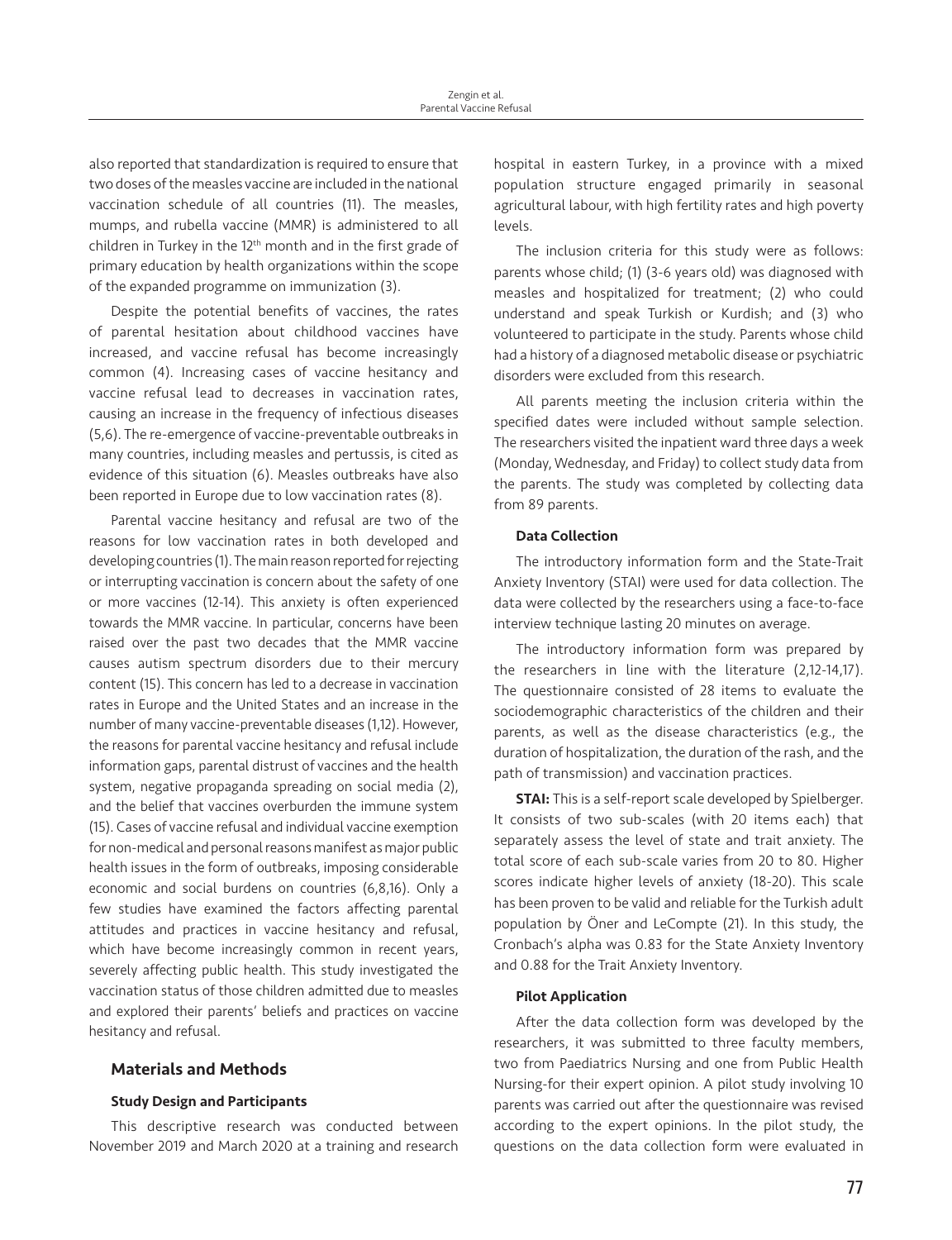also reported that standardization is required to ensure that two doses of the measles vaccine are included in the national vaccination schedule of all countries (11). The measles, mumps, and rubella vaccine (MMR) is administered to all children in Turkey in the 12th month and in the first grade of primary education by health organizations within the scope of the expanded programme on immunization (3).

Despite the potential benefits of vaccines, the rates of parental hesitation about childhood vaccines have increased, and vaccine refusal has become increasingly common (4). Increasing cases of vaccine hesitancy and vaccine refusal lead to decreases in vaccination rates, causing an increase in the frequency of infectious diseases (5,6). The re-emergence of vaccine-preventable outbreaks in many countries, including measles and pertussis, is cited as evidence of this situation (6). Measles outbreaks have also been reported in Europe due to low vaccination rates (8).

Parental vaccine hesitancy and refusal are two of the reasons for low vaccination rates in both developed and developing countries (1). The main reason reported for rejecting or interrupting vaccination is concern about the safety of one or more vaccines (12-14). This anxiety is often experienced towards the MMR vaccine. In particular, concerns have been raised over the past two decades that the MMR vaccine causes autism spectrum disorders due to their mercury content (15). This concern has led to a decrease in vaccination rates in Europe and the United States and an increase in the number of many vaccine-preventable diseases (1,12). However, the reasons for parental vaccine hesitancy and refusal include information gaps, parental distrust of vaccines and the health system, negative propaganda spreading on social media (2), and the belief that vaccines overburden the immune system (15). Cases of vaccine refusal and individual vaccine exemption for non-medical and personal reasons manifest as major public health issues in the form of outbreaks, imposing considerable economic and social burdens on countries (6,8,16). Only a few studies have examined the factors affecting parental attitudes and practices in vaccine hesitancy and refusal, which have become increasingly common in recent years, severely affecting public health. This study investigated the vaccination status of those children admitted due to measles and explored their parents' beliefs and practices on vaccine hesitancy and refusal.

## Materials and Methods

### Study Design and Participants

This descriptive research was conducted between November 2019 and March 2020 at a training and research hospital in eastern Turkey, in a province with a mixed population structure engaged primarily in seasonal agricultural labour, with high fertility rates and high poverty levels.

The inclusion criteria for this study were as follows: parents whose child; (1) (3-6 years old) was diagnosed with measles and hospitalized for treatment; (2) who could understand and speak Turkish or Kurdish; and (3) who volunteered to participate in the study. Parents whose child had a history of a diagnosed metabolic disease or psychiatric disorders were excluded from this research.

All parents meeting the inclusion criteria within the specified dates were included without sample selection. The researchers visited the inpatient ward three days a week (Monday, Wednesday, and Friday) to collect study data from the parents. The study was completed by collecting data from 89 parents.

### Data Collection

The introductory information form and the State-Trait Anxiety Inventory (STAI) were used for data collection. The data were collected by the researchers using a face-to-face interview technique lasting 20 minutes on average.

The introductory information form was prepared by the researchers in line with the literature (2,12-14,17). The questionnaire consisted of 28 items to evaluate the sociodemographic characteristics of the children and their parents, as well as the disease characteristics (e.g., the duration of hospitalization, the duration of the rash, and the path of transmission) and vaccination practices.

**STAI:** This is a self-report scale developed by Spielberger. It consists of two sub-scales (with 20 items each) that separately assess the level of state and trait anxiety. The total score of each sub-scale varies from 20 to 80. Higher scores indicate higher levels of anxiety (18-20). This scale has been proven to be valid and reliable for the Turkish adult population by Öner and LeCompte (21). In this study, the Cronbach's alpha was 0.83 for the State Anxiety Inventory and 0.88 for the Trait Anxiety Inventory.

### Pilot Application

After the data collection form was developed by the researchers, it was submitted to three faculty members, two from Paediatrics Nursing and one from Public Health Nursing-for their expert opinion. A pilot study involving 10 parents was carried out after the questionnaire was revised according to the expert opinions. In the pilot study, the questions on the data collection form were evaluated in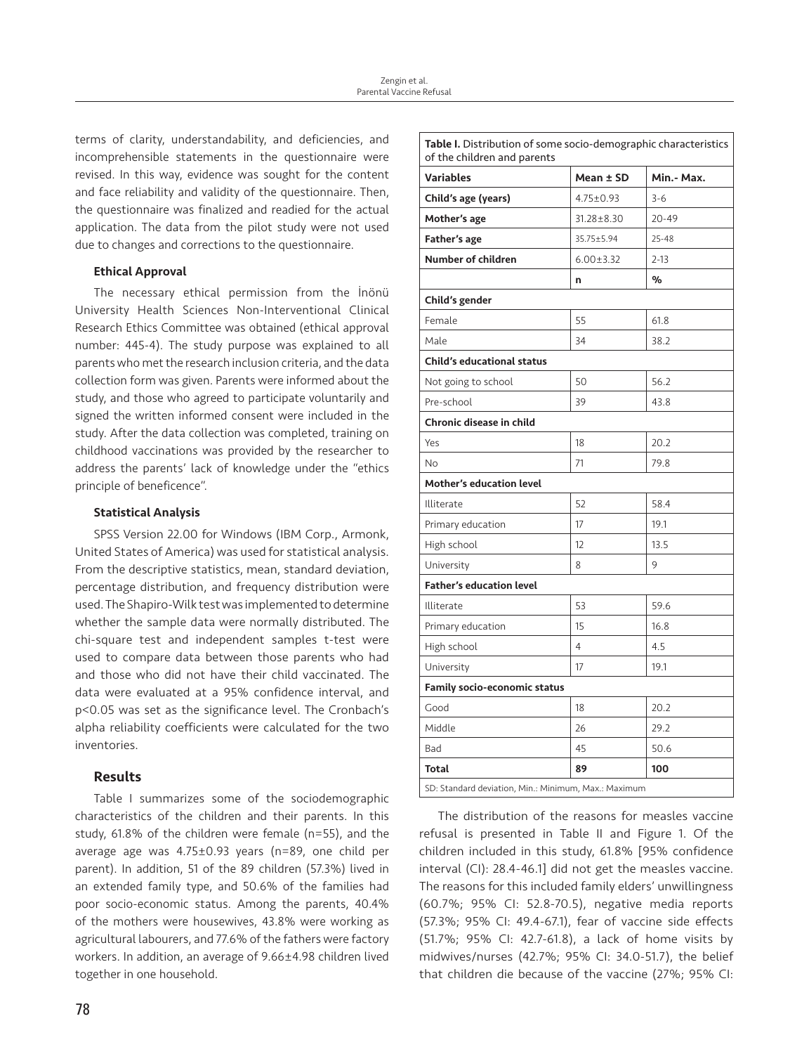terms of clarity, understandability, and deficiencies, and incomprehensible statements in the questionnaire were revised. In this way, evidence was sought for the content and face reliability and validity of the questionnaire. Then, the questionnaire was finalized and readied for the actual application. The data from the pilot study were not used due to changes and corrections to the questionnaire.

### Ethical Approval

The necessary ethical permission from the İnönü University Health Sciences Non-Interventional Clinical Research Ethics Committee was obtained (ethical approval number: 445-4). The study purpose was explained to all parents who met the research inclusion criteria, and the data collection form was given. Parents were informed about the study, and those who agreed to participate voluntarily and signed the written informed consent were included in the study. After the data collection was completed, training on childhood vaccinations was provided by the researcher to address the parents' lack of knowledge under the "ethics principle of beneficence".

### Statistical Analysis

SPSS Version 22.00 for Windows (IBM Corp., Armonk, United States of America) was used for statistical analysis. From the descriptive statistics, mean, standard deviation, percentage distribution, and frequency distribution were used. The Shapiro-Wilk test was implemented to determine whether the sample data were normally distributed. The chi-square test and independent samples t-test were used to compare data between those parents who had and those who did not have their child vaccinated. The data were evaluated at a 95% confidence interval, and $p<0.05$ was set as the significance level. The Cronbach's alpha reliability coefficients were calculated for the two inventories.

## Results

Table I summarizes some of the sociodemographic characteristics of the children and their parents. In this study, 61.8% of the children were female (n=55), and the average age was 4.75±0.93 years (n=89, one child per parent). In addition, 51 of the 89 children (57.3%) lived in an extended family type, and 50.6% of the families had poor socio-economic status. Among the parents, 40.4% of the mothers were housewives, 43.8% were working as agricultural labourers, and 77.6% of the fathers were factory workers. In addition, an average of 9.66±4.98 children lived together in one household.

**Table I.** Distribution of some socio-demographic characteristics of the children and parents

| Variables | Mean ± SD | Min.- Max. |
|---|---|---|
| **Child's age (years)** | 4.75±0.93 | 3-6 |
| **Mother's age** | 31.28±8.30 | 20-49 |
| **Father's age** | 35.75±5.94 | 25-48 |
| **Number of children** | 6.00±3.32 | 2-13 |
| | **n** | **%** |
| **Child's gender** | | |
| Female | 55 | 61.8 |
| Male | 34 | 38.2 |
| **Child's educational status** | | |
| Not going to school | 50 | 56.2 |
| Pre-school | 39 | 43.8 |
| **Chronic disease in child** | | |
| Yes | 18 | 20.2 |
| No | 71 | 79.8 |
| **Mother's education level** | | |
| Illiterate | 52 | 58.4 |
| Primary education | 17 | 19.1 |
| High school | 12 | 13.5 |
| University | 8 | 9 |
| **Father's education level** | | |
| Illiterate | 53 | 59.6 |
| Primary education | 15 | 16.8 |
| High school | 4 | 4.5 |
| University | 17 | 19.1 |
| **Family socio-economic status** | | |
| Good | 18 | 20.2 |
| Middle | 26 | 29.2 |
| Bad | 45 | 50.6 |
| **Total** | **89** | **100** |

SD: Standard deviation, Min.: Minimum, Max.: Maximum

The distribution of the reasons for measles vaccine refusal is presented in Table II and Figure 1. Of the children included in this study, 61.8% [95% confidence interval (CI): 28.4-46.1] did not get the measles vaccine. The reasons for this included family elders' unwillingness (60.7%; 95% CI: 52.8-70.5), negative media reports (57.3%; 95% CI: 49.4-67.1), fear of vaccine side effects (51.7%; 95% CI: 42.7-61.8), a lack of home visits by midwives/nurses (42.7%; 95% CI: 34.0-51.7), the belief that children die because of the vaccine (27%; 95% CI: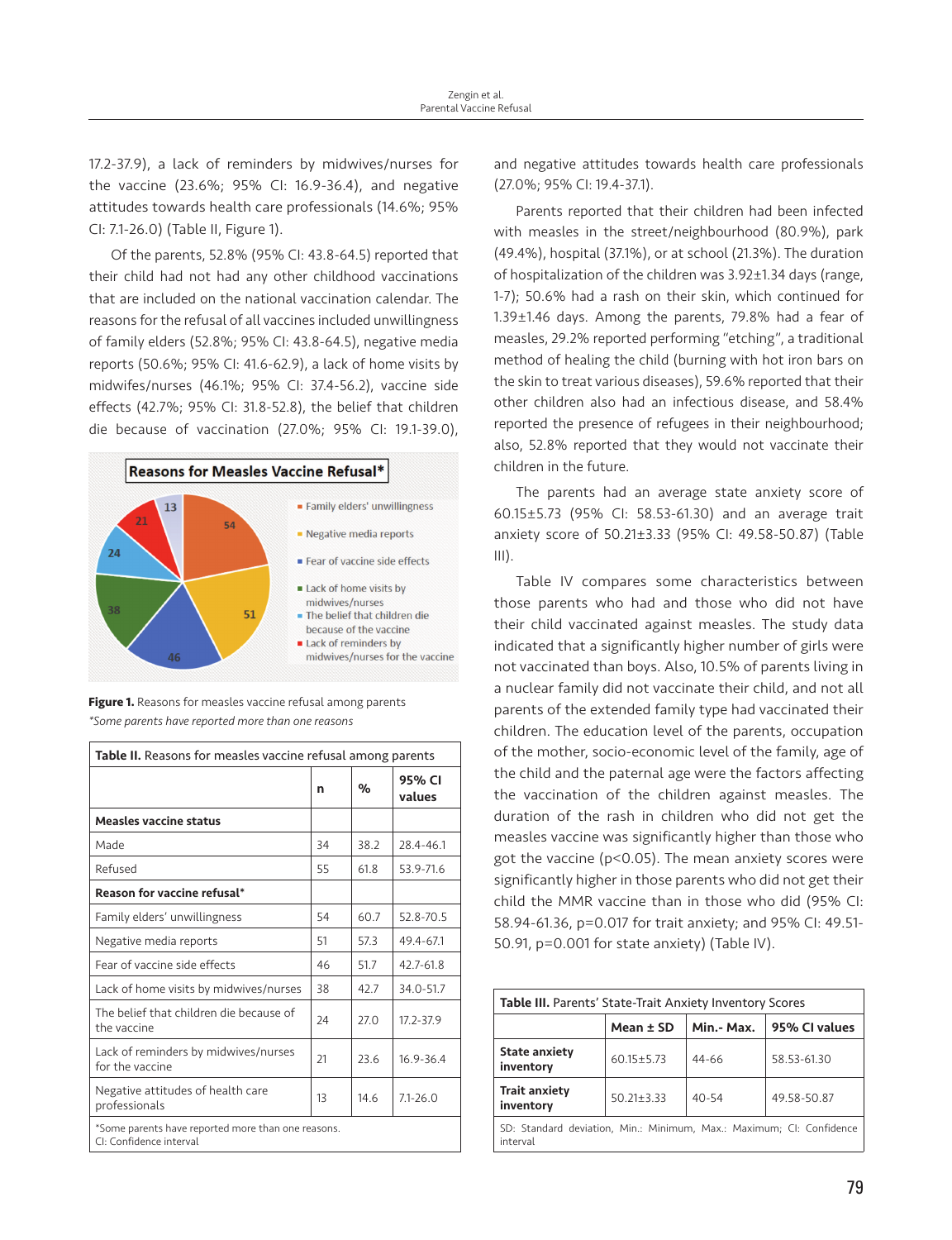17.2-37.9), a lack of reminders by midwives/nurses for the vaccine (23.6%; 95% CI: 16.9-36.4), and negative attitudes towards health care professionals (14.6%; 95% CI: 7.1-26.0) (Table II, Figure 1).

Of the parents, 52.8% (95% CI: 43.8-64.5) reported that their child had not had any other childhood vaccinations that are included on the national vaccination calendar. The reasons for the refusal of all vaccines included unwillingness of family elders (52.8%; 95% CI: 43.8-64.5), negative media reports (50.6%; 95% CI: 41.6-62.9), a lack of home visits by midwifes/nurses (46.1%; 95% CI: 37.4-56.2), vaccine side effects (42.7%; 95% CI: 31.8-52.8), the belief that children die because of vaccination (27.0%; 95% CI: 19.1-39.0), and negative attitudes towards health care professionals (27.0%; 95% CI: 19.4-37.1).

**Reasons for Measles Vaccine Refusal***

- Family elders' unwillingness: 54
- Negative media reports: 51
- Fear of vaccine side effects: 46
- Lack of home visits by midwives/nurses: 38
- The belief that children die because of the vaccine: 24
- Lack of reminders by midwives/nurses for the vaccine: 21
- 13

**Figure 1.** Reasons for measles vaccine refusal among parents
*\*Some parents have reported more than one reasons*

**Table II.** Reasons for measles vaccine refusal among parents

| | n | % | 95% CI values |
|---|---|---|---|
| **Measles vaccine status** | | | |
| Made | 34 | 38.2 | 28.4-46.1 |
| Refused | 55 | 61.8 | 53.9-71.6 |
| **Reason for vaccine refusal*** | | | |
| Family elders' unwillingness | 54 | 60.7 | 52.8-70.5 |
| Negative media reports | 51 | 57.3 | 49.4-67.1 |
| Fear of vaccine side effects | 46 | 51.7 | 42.7-61.8 |
| Lack of home visits by midwives/nurses | 38 | 42.7 | 34.0-51.7 |
| The belief that children die because of the vaccine | 24 | 27.0 | 17.2-37.9 |
| Lack of reminders by midwives/nurses for the vaccine | 21 | 23.6 | 16.9-36.4 |
| Negative attitudes of health care professionals | 13 | 14.6 | 7.1-26.0 |

\*Some parents have reported more than one reasons.
CI: Confidence interval

Parents reported that their children had been infected with measles in the street/neighbourhood (80.9%), park (49.4%), hospital (37.1%), or at school (21.3%). The duration of hospitalization of the children was 3.92±1.34 days (range, 1-7); 50.6% had a rash on their skin, which continued for 1.39±1.46 days. Among the parents, 79.8% had a fear of measles, 29.2% reported performing "etching", a traditional method of healing the child (burning with hot iron bars on the skin to treat various diseases), 59.6% reported that their other children also had an infectious disease, and 58.4% reported the presence of refugees in their neighbourhood; also, 52.8% reported that they would not vaccinate their children in the future.

The parents had an average state anxiety score of 60.15±5.73 (95% CI: 58.53-61.30) and an average trait anxiety score of 50.21±3.33 (95% CI: 49.58-50.87) (Table III).

Table IV compares some characteristics between those parents who had and those who did not have their child vaccinated against measles. The study data indicated that a significantly higher number of girls were not vaccinated than boys. Also, 10.5% of parents living in a nuclear family did not vaccinate their child, and not all parents of the extended family type had vaccinated their children. The education level of the parents, occupation of the mother, socio-economic level of the family, age of the child and the paternal age were the factors affecting the vaccination of the children against measles. The duration of the rash in children who did not get the measles vaccine was significantly higher than those who got the vaccine ($p<0.05$). The mean anxiety scores were significantly higher in those parents who did not get their child the MMR vaccine than in those who did (95% CI: 58.94-61.36, $p=0.017$ for trait anxiety; and 95% CI: 49.51-50.91, $p=0.001$ for state anxiety) (Table IV).

**Table III.** Parents' State-Trait Anxiety Inventory Scores

| | Mean ± SD | Min.- Max. | 95% CI values |
|---|---|---|---|
| **State anxiety inventory** | 60.15±5.73 | 44-66 | 58.53-61.30 |
| **Trait anxiety inventory** | 50.21±3.33 | 40-54 | 49.58-50.87 |

SD: Standard deviation, Min.: Minimum, Max.: Maximum; CI: Confidence interval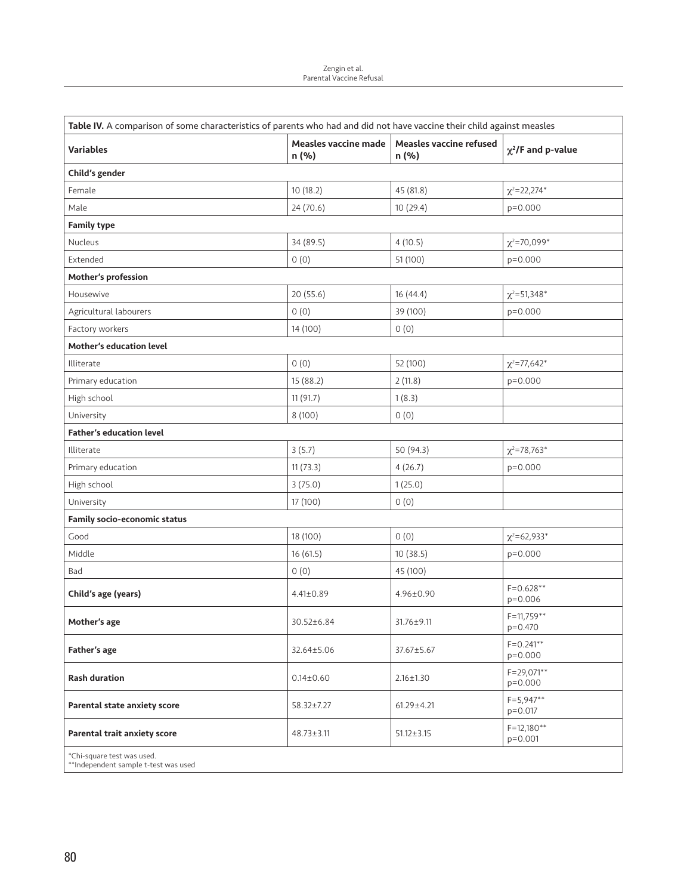**Table IV.** A comparison of some characteristics of parents who had and did not have vaccine their child against measles

| Variables | Measles vaccine made n (%) | Measles vaccine refused n (%) | $\chi^2$/F and p-value |
|---|---|---|---|
| **Child's gender** | | | |
| Female | 10 (18.2) | 45 (81.8) | $\chi^2$=22,274* |
| Male | 24 (70.6) | 10 (29.4) | p=0.000 |
| **Family type** | | | |
| Nucleus | 34 (89.5) | 4 (10.5) | $\chi^2$=70,099* |
| Extended | 0 (0) | 51 (100) | p=0.000 |
| **Mother's profession** | | | |
| Housewive | 20 (55.6) | 16 (44.4) | $\chi^2$=51,348* |
| Agricultural labourers | 0 (0) | 39 (100) | p=0.000 |
| Factory workers | 14 (100) | 0 (0) | |
| **Mother's education level** | | | |
| Illiterate | 0 (0) | 52 (100) | $\chi^2$=77,642* |
| Primary education | 15 (88.2) | 2 (11.8) | p=0.000 |
| High school | 11 (91.7) | 1 (8.3) | |
| University | 8 (100) | 0 (0) | |
| **Father's education level** | | | |
| Illiterate | 3 (5.7) | 50 (94.3) | $\chi^2$=78,763* |
| Primary education | 11 (73.3) | 4 (26.7) | p=0.000 |
| High school | 3 (75.0) | 1 (25.0) | |
| University | 17 (100) | 0 (0) | |
| **Family socio-economic status** | | | |
| Good | 18 (100) | 0 (0) | $\chi^2$=62,933* |
| Middle | 16 (61.5) | 10 (38.5) | p=0.000 |
| Bad | 0 (0) | 45 (100) | |
| **Child's age (years)** | 4.41±0.89 | 4.96±0.90 | F=0.628** p=0.006 |
| **Mother's age** | 30.52±6.84 | 31.76±9.11 | F=11,759** p=0.470 |
| **Father's age** | 32.64±5.06 | 37.67±5.67 | F=0.241** p=0.000 |
| **Rash duration** | 0.14±0.60 | 2.16±1.30 | F=29,071** p=0.000 |
| **Parental state anxiety score** | 58.32±7.27 | 61.29±4.21 | F=5,947** p=0.017 |
| **Parental trait anxiety score** | 48.73±3.11 | 51.12±3.15 | F=12,180** p=0.001 |

*Chi-square test was used.
**Independent sample t-test was used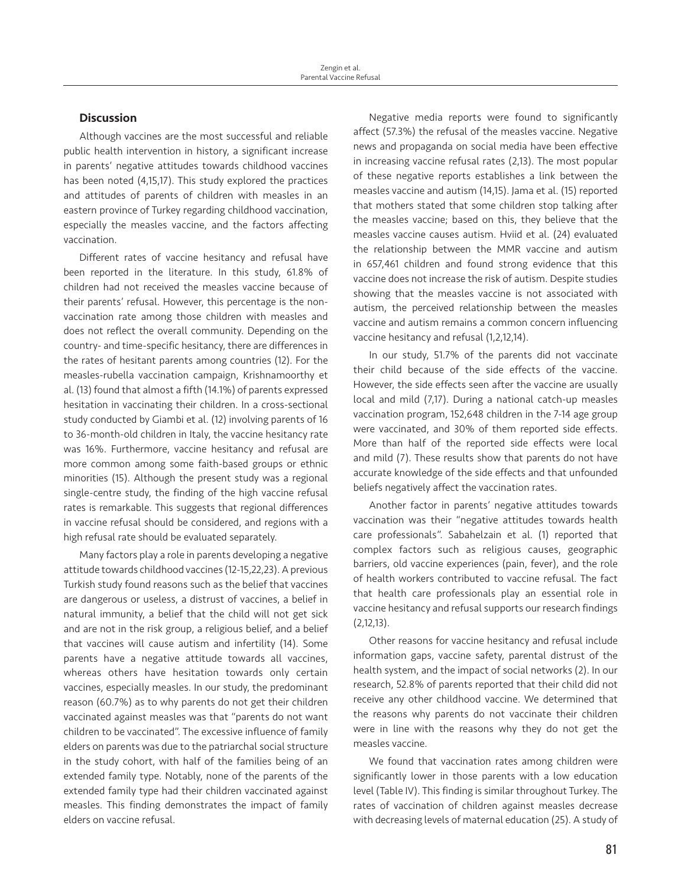## Discussion

Although vaccines are the most successful and reliable public health intervention in history, a significant increase in parents' negative attitudes towards childhood vaccines has been noted (4,15,17). This study explored the practices and attitudes of parents of children with measles in an eastern province of Turkey regarding childhood vaccination, especially the measles vaccine, and the factors affecting vaccination.

Different rates of vaccine hesitancy and refusal have been reported in the literature. In this study, 61.8% of children had not received the measles vaccine because of their parents' refusal. However, this percentage is the non-vaccination rate among those children with measles and does not reflect the overall community. Depending on the country- and time-specific hesitancy, there are differences in the rates of hesitant parents among countries (12). For the measles-rubella vaccination campaign, Krishnamoorthy et al. (13) found that almost a fifth (14.1%) of parents expressed hesitation in vaccinating their children. In a cross-sectional study conducted by Giambi et al. (12) involving parents of 16 to 36-month-old children in Italy, the vaccine hesitancy rate was 16%. Furthermore, vaccine hesitancy and refusal are more common among some faith-based groups or ethnic minorities (15). Although the present study was a regional single-centre study, the finding of the high vaccine refusal rates is remarkable. This suggests that regional differences in vaccine refusal should be considered, and regions with a high refusal rate should be evaluated separately.

Many factors play a role in parents developing a negative attitude towards childhood vaccines (12-15,22,23). A previous Turkish study found reasons such as the belief that vaccines are dangerous or useless, a distrust of vaccines, a belief in natural immunity, a belief that the child will not get sick and are not in the risk group, a religious belief, and a belief that vaccines will cause autism and infertility (14). Some parents have a negative attitude towards all vaccines, whereas others have hesitation towards only certain vaccines, especially measles. In our study, the predominant reason (60.7%) as to why parents do not get their children vaccinated against measles was that "parents do not want children to be vaccinated". The excessive influence of family elders on parents was due to the patriarchal social structure in the study cohort, with half of the families being of an extended family type. Notably, none of the parents of the extended family type had their children vaccinated against measles. This finding demonstrates the impact of family elders on vaccine refusal.

Negative media reports were found to significantly affect (57.3%) the refusal of the measles vaccine. Negative news and propaganda on social media have been effective in increasing vaccine refusal rates (2,13). The most popular of these negative reports establishes a link between the measles vaccine and autism (14,15). Jama et al. (15) reported that mothers stated that some children stop talking after the measles vaccine; based on this, they believe that the measles vaccine causes autism. Hviid et al. (24) evaluated the relationship between the MMR vaccine and autism in 657,461 children and found strong evidence that this vaccine does not increase the risk of autism. Despite studies showing that the measles vaccine is not associated with autism, the perceived relationship between the measles vaccine and autism remains a common concern influencing vaccine hesitancy and refusal (1,2,12,14).

In our study, 51.7% of the parents did not vaccinate their child because of the side effects of the vaccine. However, the side effects seen after the vaccine are usually local and mild (7,17). During a national catch-up measles vaccination program, 152,648 children in the 7-14 age group were vaccinated, and 30% of them reported side effects. More than half of the reported side effects were local and mild (7). These results show that parents do not have accurate knowledge of the side effects and that unfounded beliefs negatively affect the vaccination rates.

Another factor in parents' negative attitudes towards vaccination was their "negative attitudes towards health care professionals". Sabahelzain et al. (1) reported that complex factors such as religious causes, geographic barriers, old vaccine experiences (pain, fever), and the role of health workers contributed to vaccine refusal. The fact that health care professionals play an essential role in vaccine hesitancy and refusal supports our research findings (2,12,13).

Other reasons for vaccine hesitancy and refusal include information gaps, vaccine safety, parental distrust of the health system, and the impact of social networks (2). In our research, 52.8% of parents reported that their child did not receive any other childhood vaccine. We determined that the reasons why parents do not vaccinate their children were in line with the reasons why they do not get the measles vaccine.

We found that vaccination rates among children were significantly lower in those parents with a low education level (Table IV). This finding is similar throughout Turkey. The rates of vaccination of children against measles decrease with decreasing levels of maternal education (25). A study of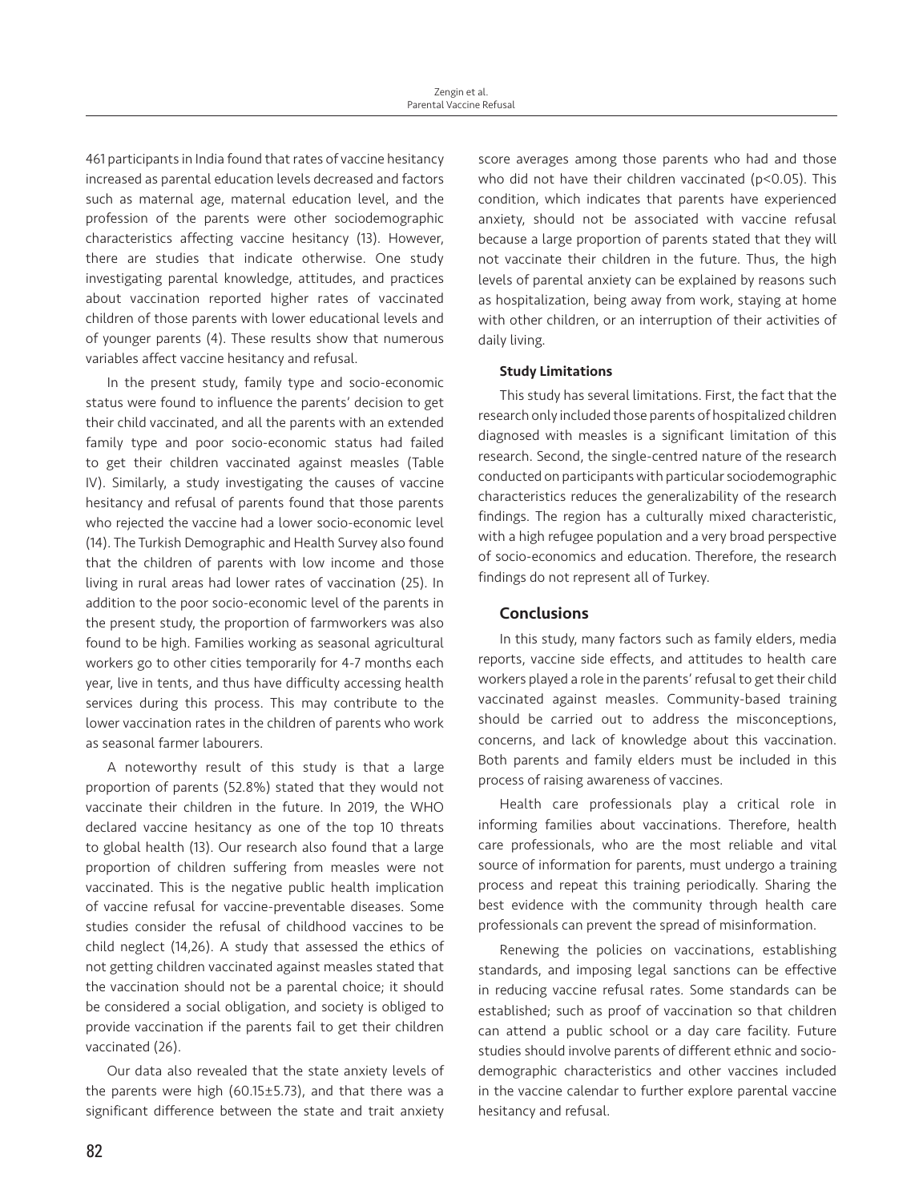461 participants in India found that rates of vaccine hesitancy increased as parental education levels decreased and factors such as maternal age, maternal education level, and the profession of the parents were other sociodemographic characteristics affecting vaccine hesitancy (13). However, there are studies that indicate otherwise. One study investigating parental knowledge, attitudes, and practices about vaccination reported higher rates of vaccinated children of those parents with lower educational levels and of younger parents (4). These results show that numerous variables affect vaccine hesitancy and refusal.

In the present study, family type and socio-economic status were found to influence the parents' decision to get their child vaccinated, and all the parents with an extended family type and poor socio-economic status had failed to get their children vaccinated against measles (Table IV). Similarly, a study investigating the causes of vaccine hesitancy and refusal of parents found that those parents who rejected the vaccine had a lower socio-economic level (14). The Turkish Demographic and Health Survey also found that the children of parents with low income and those living in rural areas had lower rates of vaccination (25). In addition to the poor socio-economic level of the parents in the present study, the proportion of farmworkers was also found to be high. Families working as seasonal agricultural workers go to other cities temporarily for 4-7 months each year, live in tents, and thus have difficulty accessing health services during this process. This may contribute to the lower vaccination rates in the children of parents who work as seasonal farmer labourers.

A noteworthy result of this study is that a large proportion of parents (52.8%) stated that they would not vaccinate their children in the future. In 2019, the WHO declared vaccine hesitancy as one of the top 10 threats to global health (13). Our research also found that a large proportion of children suffering from measles were not vaccinated. This is the negative public health implication of vaccine refusal for vaccine-preventable diseases. Some studies consider the refusal of childhood vaccines to be child neglect (14,26). A study that assessed the ethics of not getting children vaccinated against measles stated that the vaccination should not be a parental choice; it should be considered a social obligation, and society is obliged to provide vaccination if the parents fail to get their children vaccinated (26).

Our data also revealed that the state anxiety levels of the parents were high (60.15±5.73), and that there was a significant difference between the state and trait anxiety score averages among those parents who had and those who did not have their children vaccinated ($p<0.05$). This condition, which indicates that parents have experienced anxiety, should not be associated with vaccine refusal because a large proportion of parents stated that they will not vaccinate their children in the future. Thus, the high levels of parental anxiety can be explained by reasons such as hospitalization, being away from work, staying at home with other children, or an interruption of their activities of daily living.

#### Study Limitations

This study has several limitations. First, the fact that the research only included those parents of hospitalized children diagnosed with measles is a significant limitation of this research. Second, the single-centred nature of the research conducted on participants with particular sociodemographic characteristics reduces the generalizability of the research findings. The region has a culturally mixed characteristic, with a high refugee population and a very broad perspective of socio-economics and education. Therefore, the research findings do not represent all of Turkey.

### Conclusions

In this study, many factors such as family elders, media reports, vaccine side effects, and attitudes to health care workers played a role in the parents' refusal to get their child vaccinated against measles. Community-based training should be carried out to address the misconceptions, concerns, and lack of knowledge about this vaccination. Both parents and family elders must be included in this process of raising awareness of vaccines.

Health care professionals play a critical role in informing families about vaccinations. Therefore, health care professionals, who are the most reliable and vital source of information for parents, must undergo a training process and repeat this training periodically. Sharing the best evidence with the community through health care professionals can prevent the spread of misinformation.

Renewing the policies on vaccinations, establishing standards, and imposing legal sanctions can be effective in reducing vaccine refusal rates. Some standards can be established; such as proof of vaccination so that children can attend a public school or a day care facility. Future studies should involve parents of different ethnic and socio-demographic characteristics and other vaccines included in the vaccine calendar to further explore parental vaccine hesitancy and refusal.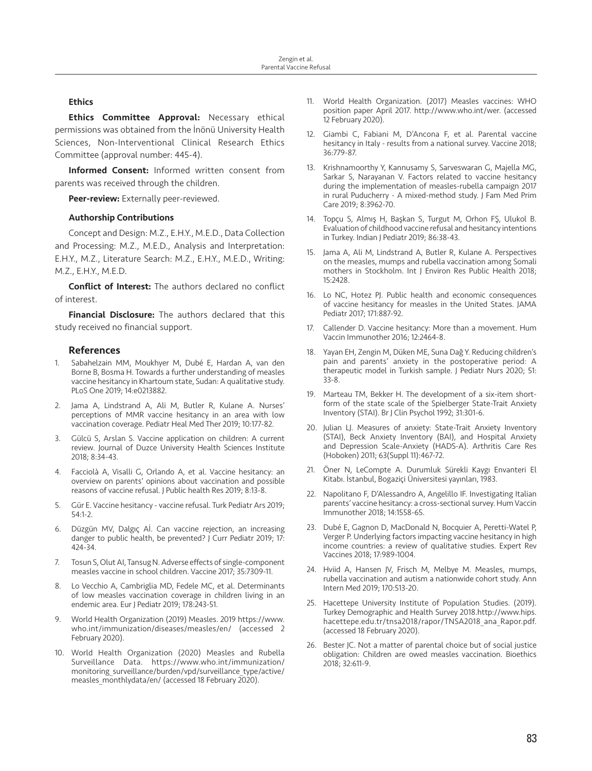### Ethics

**Ethics Committee Approval:** Necessary ethical permissions was obtained from the İnönü University Health Sciences, Non-Interventional Clinical Research Ethics Committee (approval number: 445-4).

**Informed Consent:** Informed written consent from parents was received through the children.

**Peer-review:** Externally peer-reviewed.

### Authorship Contributions

Concept and Design: M.Z., E.H.Y., M.E.D., Data Collection and Processing: M.Z., M.E.D., Analysis and Interpretation: E.H.Y., M.Z., Literature Search: M.Z., E.H.Y., M.E.D., Writing: M.Z., E.H.Y., M.E.D.

**Conflict of Interest:** The authors declared no conflict of interest.

**Financial Disclosure:** The authors declared that this study received no financial support.

## References

1. Sabahelzain MM, Moukhyer M, Dubé E, Hardan A, van den Borne B, Bosma H. Towards a further understanding of measles vaccine hesitancy in Khartoum state, Sudan: A qualitative study. PLoS One 2019; 14:e0213882.
2. Jama A, Lindstrand A, Ali M, Butler R, Kulane A. Nurses' perceptions of MMR vaccine hesitancy in an area with low vaccination coverage. Pediatr Heal Med Ther 2019; 10:177-82.
3. Gülcü S, Arslan S. Vaccine application on children: A current review. Journal of Duzce University Health Sciences Institute 2018; 8:34-43.
4. Facciolà A, Visalli G, Orlando A, et al. Vaccine hesitancy: an overview on parents' opinions about vaccination and possible reasons of vaccine refusal. J Public health Res 2019; 8:13-8.
5. Gür E. Vaccine hesitancy - vaccine refusal. Turk Pediatr Ars 2019; 54:1-2.
6. Düzgün MV, Dalgıç Aİ. Can vaccine rejection, an increasing danger to public health, be prevented? J Curr Pediatr 2019; 17: 424-34.
7. Tosun S, Olut AI, Tansug N. Adverse effects of single-component measles vaccine in school children. Vaccine 2017; 35:7309-11.
8. Lo Vecchio A, Cambriglia MD, Fedele MC, et al. Determinants of low measles vaccination coverage in children living in an endemic area. Eur J Pediatr 2019; 178:243-51.
9. World Health Organization (2019) Measles. 2019 https://www.who.int/immunization/diseases/measles/en/ (accessed 2 February 2020).
10. World Health Organization (2020) Measles and Rubella Surveillance Data. https://www.who.int/immunization/monitoring_surveillance/burden/vpd/surveillance_type/active/measles_monthlydata/en/ (accessed 18 February 2020).
11. World Health Organization. (2017) Measles vaccines: WHO position paper April 2017. http://www.who.int/wer. (accessed 12 February 2020).
12. Giambi C, Fabiani M, D'Ancona F, et al. Parental vaccine hesitancy in Italy - results from a national survey. Vaccine 2018; 36:779-87.
13. Krishnamoorthy Y, Kannusamy S, Sarveswaran G, Majella MG, Sarkar S, Narayanan V. Factors related to vaccine hesitancy during the implementation of measles-rubella campaign 2017 in rural Puducherry - A mixed-method study. J Fam Med Prim Care 2019; 8:3962-70.
14. Topçu S, Almış H, Başkan S, Turgut M, Orhon FŞ, Ulukol B. Evaluation of childhood vaccine refusal and hesitancy intentions in Turkey. Indian J Pediatr 2019; 86:38-43.
15. Jama A, Ali M, Lindstrand A, Butler R, Kulane A. Perspectives on the measles, mumps and rubella vaccination among Somali mothers in Stockholm. Int J Environ Res Public Health 2018; 15:2428.
16. Lo NC, Hotez PJ. Public health and economic consequences of vaccine hesitancy for measles in the United States. JAMA Pediatr 2017; 171:887-92.
17. Callender D. Vaccine hesitancy: More than a movement. Hum Vaccin Immunother 2016; 12:2464-8.
18. Yayan EH, Zengin M, Düken ME, Suna Dağ Y. Reducing children's pain and parents' anxiety in the postoperative period: A therapeutic model in Turkish sample. J Pediatr Nurs 2020; 51: 33-8.
19. Marteau TM, Bekker H. The development of a six-item short-form of the state scale of the Spielberger State-Trait Anxiety Inventory (STAI). Br J Clin Psychol 1992; 31:301-6.
20. Julian LJ. Measures of anxiety: State-Trait Anxiety Inventory (STAI), Beck Anxiety Inventory (BAI), and Hospital Anxiety and Depression Scale-Anxiety (HADS-A). Arthritis Care Res (Hoboken) 2011; 63(Suppl 11):467-72.
21. Öner N, LeCompte A. Durumluk Sürekli Kaygı Envanteri El Kitabı. İstanbul, Bogaziçi Üniversitesi yayınları, 1983.
22. Napolitano F, D'Alessandro A, Angelillo IF. Investigating Italian parents' vaccine hesitancy: a cross-sectional survey. Hum Vaccin Immunother 2018; 14:1558-65.
23. Dubé E, Gagnon D, MacDonald N, Bocquier A, Peretti-Watel P, Verger P. Underlying factors impacting vaccine hesitancy in high income countries: a review of qualitative studies. Expert Rev Vaccines 2018; 17:989-1004.
24. Hviid A, Hansen JV, Frisch M, Melbye M. Measles, mumps, rubella vaccination and autism a nationwide cohort study. Ann Intern Med 2019; 170:513-20.
25. Hacettepe University Institute of Population Studies. (2019). Turkey Demographic and Health Survey 2018.http://www.hips.hacettepe.edu.tr/tnsa2018/rapor/TNSA2018_ana_Rapor.pdf. (accessed 18 February 2020).
26. Bester JC. Not a matter of parental choice but of social justice obligation: Children are owed measles vaccination. Bioethics 2018; 32:611-9.